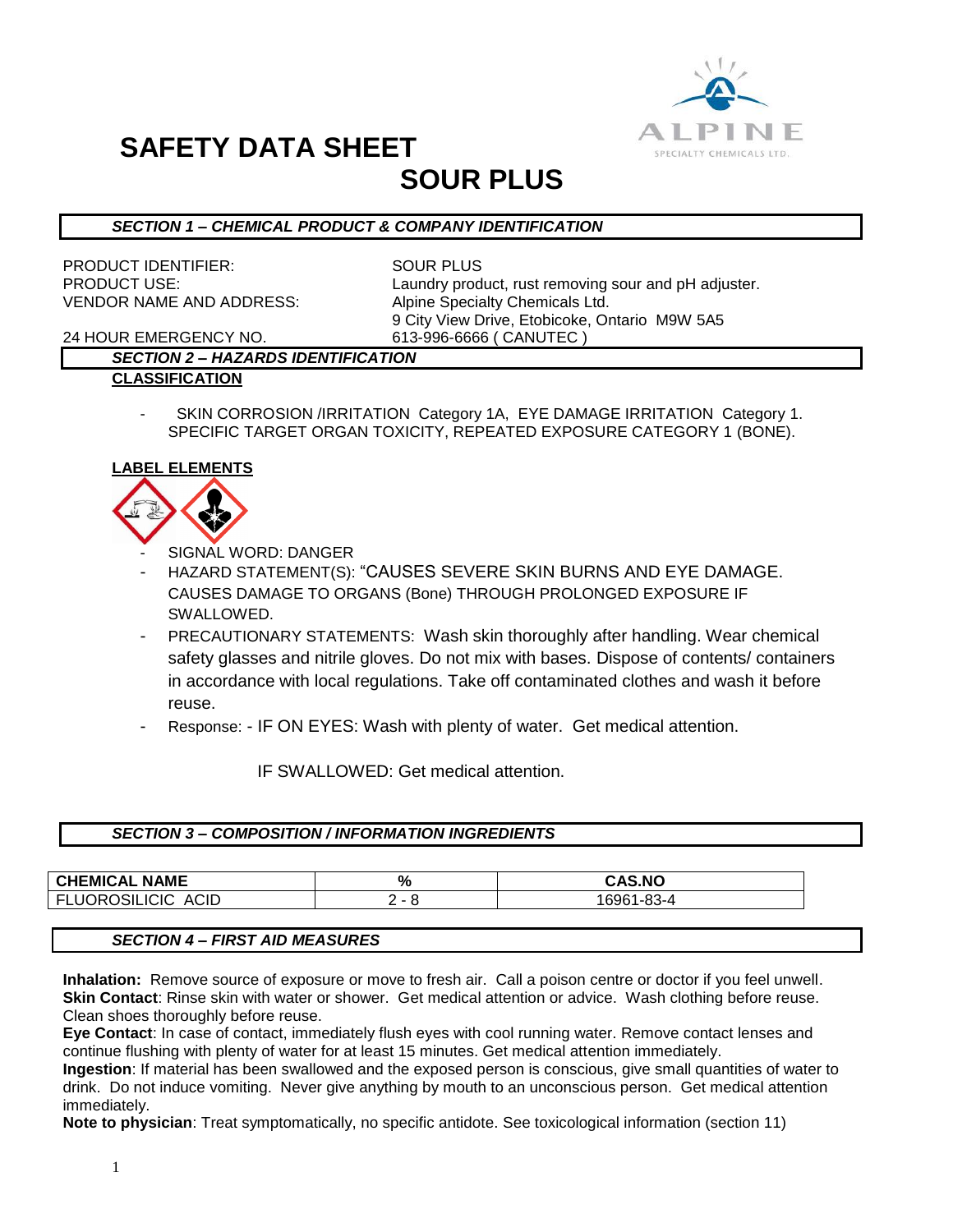# SAFETY DATA SHEET

# SOUR PLUS

## *SECTION 1 – CHEMICAL PRODUCT & COMPANY IDENTIFICATION*

PRODUCT IDENTIFIER: SOUR PLUS

PRODUCT USE: Laundry product, rust removing sour and pH adjuster.

VENDOR NAME AND ADDRESS: Alpine Specialty Chemicals Ltd.
9 City View Drive, Etobicoke, Ontario M9W 5A5

24 HOUR EMERGENCY NO. 613-996-6666 ( CANUTEC )

## *SECTION 2 – HAZARDS IDENTIFICATION*

**CLASSIFICATION**

- SKIN CORROSION /IRRITATION Category 1A, EYE DAMAGE IRRITATION Category 1. SPECIFIC TARGET ORGAN TOXICITY, REPEATED EXPOSURE CATEGORY 1 (BONE).

**LABEL ELEMENTS**

- SIGNAL WORD: DANGER
- HAZARD STATEMENT(S): "CAUSES SEVERE SKIN BURNS AND EYE DAMAGE. CAUSES DAMAGE TO ORGANS (Bone) THROUGH PROLONGED EXPOSURE IF SWALLOWED.
- PRECAUTIONARY STATEMENTS: Wash skin thoroughly after handling. Wear chemical safety glasses and nitrile gloves. Do not mix with bases. Dispose of contents/ containers in accordance with local regulations. Take off contaminated clothes and wash it before reuse.
- Response: - IF ON EYES: Wash with plenty of water. Get medical attention.

  IF SWALLOWED: Get medical attention.

## *SECTION 3 – COMPOSITION / INFORMATION INGREDIENTS*

| CHEMICAL NAME | % | CAS.NO |
|---|---|---|
| FLUOROSILICIC ACID | 2 - 8 | 16961-83-4 |

## *SECTION 4 – FIRST AID MEASURES*

**Inhalation:** Remove source of exposure or move to fresh air. Call a poison centre or doctor if you feel unwell.
**Skin Contact**: Rinse skin with water or shower. Get medical attention or advice. Wash clothing before reuse. Clean shoes thoroughly before reuse.
**Eye Contact**: In case of contact, immediately flush eyes with cool running water. Remove contact lenses and continue flushing with plenty of water for at least 15 minutes. Get medical attention immediately.
**Ingestion**: If material has been swallowed and the exposed person is conscious, give small quantities of water to drink. Do not induce vomiting. Never give anything by mouth to an unconscious person. Get medical attention immediately.
**Note to physician**: Treat symptomatically, no specific antidote. See toxicological information (section 11)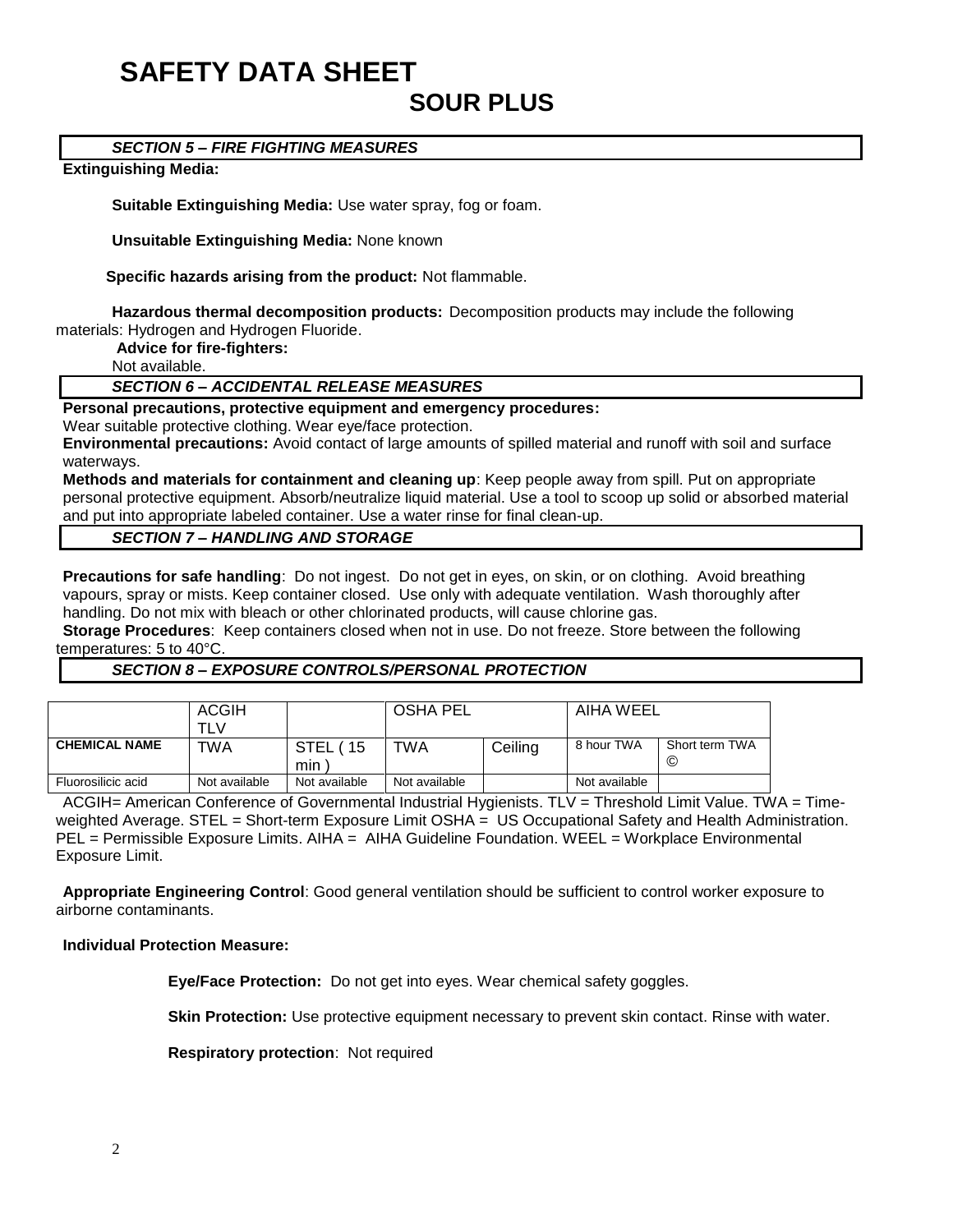# SAFETY DATA SHEET

## SOUR PLUS

### *SECTION 5 – FIRE FIGHTING MEASURES*

**Extinguishing Media:**

**Suitable Extinguishing Media:** Use water spray, fog or foam.

**Unsuitable Extinguishing Media:** None known

**Specific hazards arising from the product:** Not flammable.

**Hazardous thermal decomposition products:** Decomposition products may include the following materials: Hydrogen and Hydrogen Fluoride.

**Advice for fire-fighters:**

Not available.

### *SECTION 6 – ACCIDENTAL RELEASE MEASURES*

**Personal precautions, protective equipment and emergency procedures:**
Wear suitable protective clothing. Wear eye/face protection.

**Environmental precautions:** Avoid contact of large amounts of spilled material and runoff with soil and surface waterways.

**Methods and materials for containment and cleaning up**: Keep people away from spill. Put on appropriate personal protective equipment. Absorb/neutralize liquid material. Use a tool to scoop up solid or absorbed material and put into appropriate labeled container. Use a water rinse for final clean-up.

### *SECTION 7 – HANDLING AND STORAGE*

**Precautions for safe handling**: Do not ingest. Do not get in eyes, on skin, or on clothing. Avoid breathing vapours, spray or mists. Keep container closed. Use only with adequate ventilation. Wash thoroughly after handling. Do not mix with bleach or other chlorinated products, will cause chlorine gas.

**Storage Procedures**: Keep containers closed when not in use. Do not freeze. Store between the following temperatures: 5 to 40°C.

### *SECTION 8 – EXPOSURE CONTROLS/PERSONAL PROTECTION*

| | ACGIH TLV | | OSHA PEL | | AIHA WEEL | |
|---|---|---|---|---|---|---|
| **CHEMICAL NAME** | TWA | STEL ( 15 min ) | TWA | Ceiling | 8 hour TWA | Short term TWA © |
| Fluorosilicic acid | Not available | Not available | Not available | | Not available | |

ACGIH= American Conference of Governmental Industrial Hygienists. TLV = Threshold Limit Value. TWA = Time-weighted Average. STEL = Short-term Exposure Limit OSHA = US Occupational Safety and Health Administration. PEL = Permissible Exposure Limits. AIHA = AIHA Guideline Foundation. WEEL = Workplace Environmental Exposure Limit.

**Appropriate Engineering Control**: Good general ventilation should be sufficient to control worker exposure to airborne contaminants.

**Individual Protection Measure:**

**Eye/Face Protection:** Do not get into eyes. Wear chemical safety goggles.

**Skin Protection:** Use protective equipment necessary to prevent skin contact. Rinse with water.

**Respiratory protection**: Not required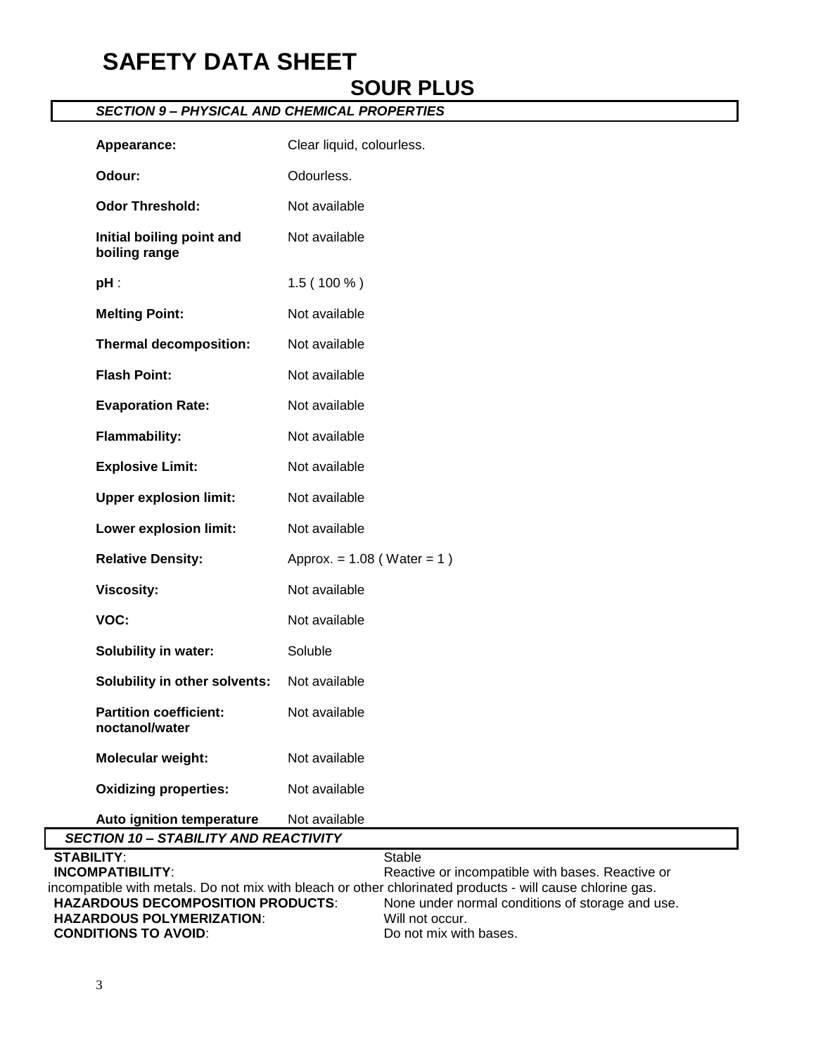# SAFETY DATA SHEET

## SOUR PLUS

### *SECTION 9 – PHYSICAL AND CHEMICAL PROPERTIES*

| | |
|---|---|
| **Appearance:** | Clear liquid, colourless. |
| **Odour:** | Odourless. |
| **Odor Threshold:** | Not available |
| **Initial boiling point and boiling range** | Not available |
| **pH** : | 1.5 ( 100 % ) |
| **Melting Point:** | Not available |
| **Thermal decomposition:** | Not available |
| **Flash Point:** | Not available |
| **Evaporation Rate:** | Not available |
| **Flammability:** | Not available |
| **Explosive Limit:** | Not available |
| **Upper explosion limit:** | Not available |
| **Lower explosion limit:** | Not available |
| **Relative Density:** | Approx. = 1.08 ( Water = 1 ) |
| **Viscosity:** | Not available |
| **VOC:** | Not available |
| **Solubility in water:** | Soluble |
| **Solubility in other solvents:** | Not available |
| **Partition coefficient: noctanol/water** | Not available |
| **Molecular weight:** | Not available |
| **Oxidizing properties:** | Not available |
| **Auto ignition temperature** | Not available |

### *SECTION 10 – STABILITY AND REACTIVITY*

**STABILITY**: Stable

**INCOMPATIBILITY**: Reactive or incompatible with bases. Reactive or incompatible with metals. Do not mix with bleach or other chlorinated products - will cause chlorine gas.

**HAZARDOUS DECOMPOSITION PRODUCTS**: None under normal conditions of storage and use.

**HAZARDOUS POLYMERIZATION**: Will not occur.

**CONDITIONS TO AVOID**: Do not mix with bases.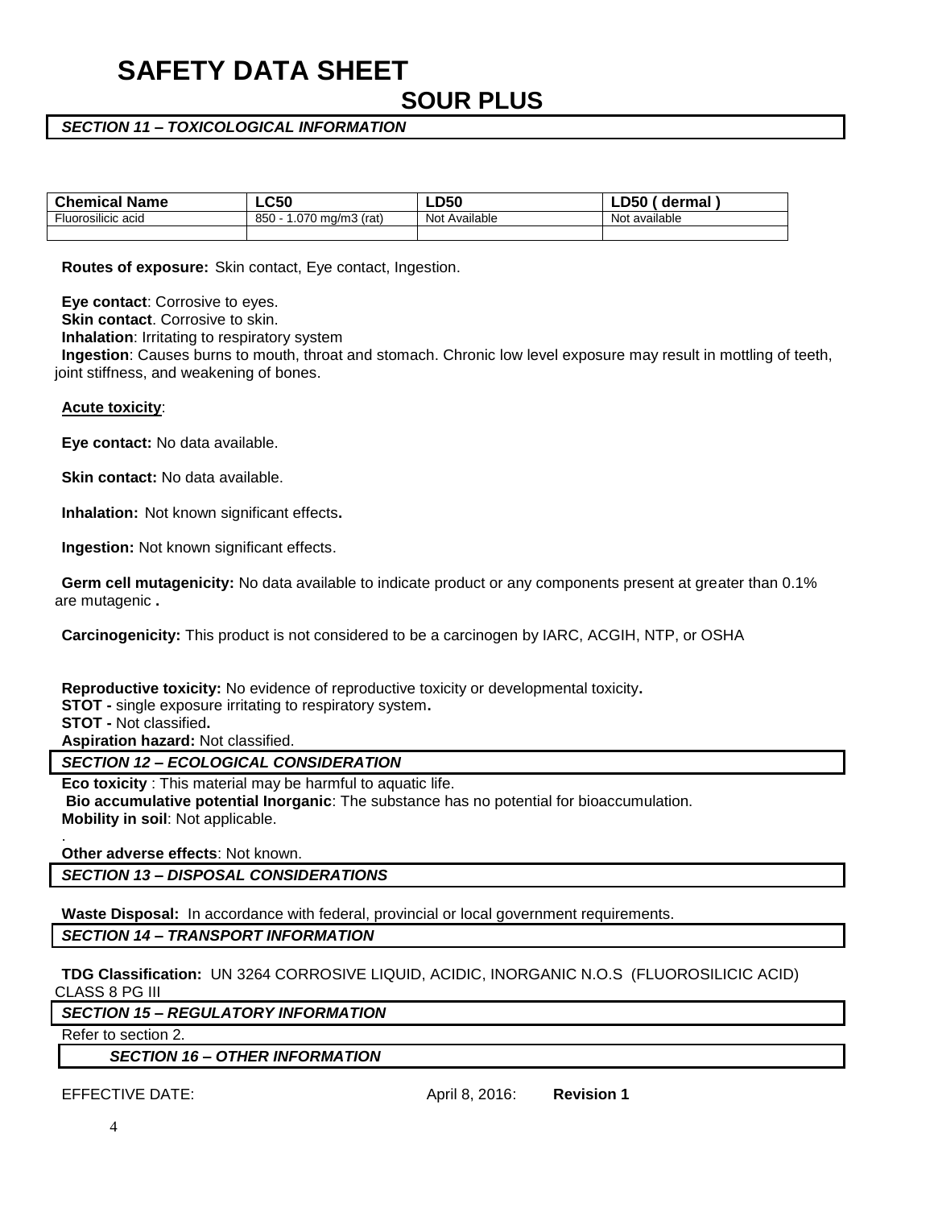# SAFETY DATA SHEET

## SOUR PLUS

### *SECTION 11 – TOXICOLOGICAL INFORMATION*

| Chemical Name | LC50 | LD50 | LD50 ( dermal ) |
| --- | --- | --- | --- |
| Fluorosilicic acid | 850 - 1.070 mg/m3 (rat) | Not Available | Not available |
| | | | |

**Routes of exposure:** Skin contact, Eye contact, Ingestion.

**Eye contact**: Corrosive to eyes.
**Skin contact**. Corrosive to skin.
**Inhalation**: Irritating to respiratory system
**Ingestion**: Causes burns to mouth, throat and stomach. Chronic low level exposure may result in mottling of teeth, joint stiffness, and weakening of bones.

**Acute toxicity**:

**Eye contact:** No data available.

**Skin contact:** No data available.

**Inhalation:** Not known significant effects**.**

**Ingestion:** Not known significant effects.

**Germ cell mutagenicity:** No data available to indicate product or any components present at greater than 0.1% are mutagenic **.**

**Carcinogenicity:** This product is not considered to be a carcinogen by IARC, ACGIH, NTP, or OSHA

**Reproductive toxicity:** No evidence of reproductive toxicity or developmental toxicity**.**
**STOT -** single exposure irritating to respiratory system**.**
**STOT -** Not classified**.**
**Aspiration hazard:** Not classified.

### *SECTION 12 – ECOLOGICAL CONSIDERATION*

**Eco toxicity** : This material may be harmful to aquatic life.
**Bio accumulative potential Inorganic**: The substance has no potential for bioaccumulation.
**Mobility in soil**: Not applicable.

.
**Other adverse effects**: Not known.

### *SECTION 13 – DISPOSAL CONSIDERATIONS*

**Waste Disposal:** In accordance with federal, provincial or local government requirements.

### *SECTION 14 – TRANSPORT INFORMATION*

**TDG Classification:** UN 3264 CORROSIVE LIQUID, ACIDIC, INORGANIC N.O.S (FLUOROSILICIC ACID) CLASS 8 PG III

### *SECTION 15 – REGULATORY INFORMATION*

Refer to section 2.

### *SECTION 16 – OTHER INFORMATION*

EFFECTIVE DATE: April 8, 2016: **Revision 1**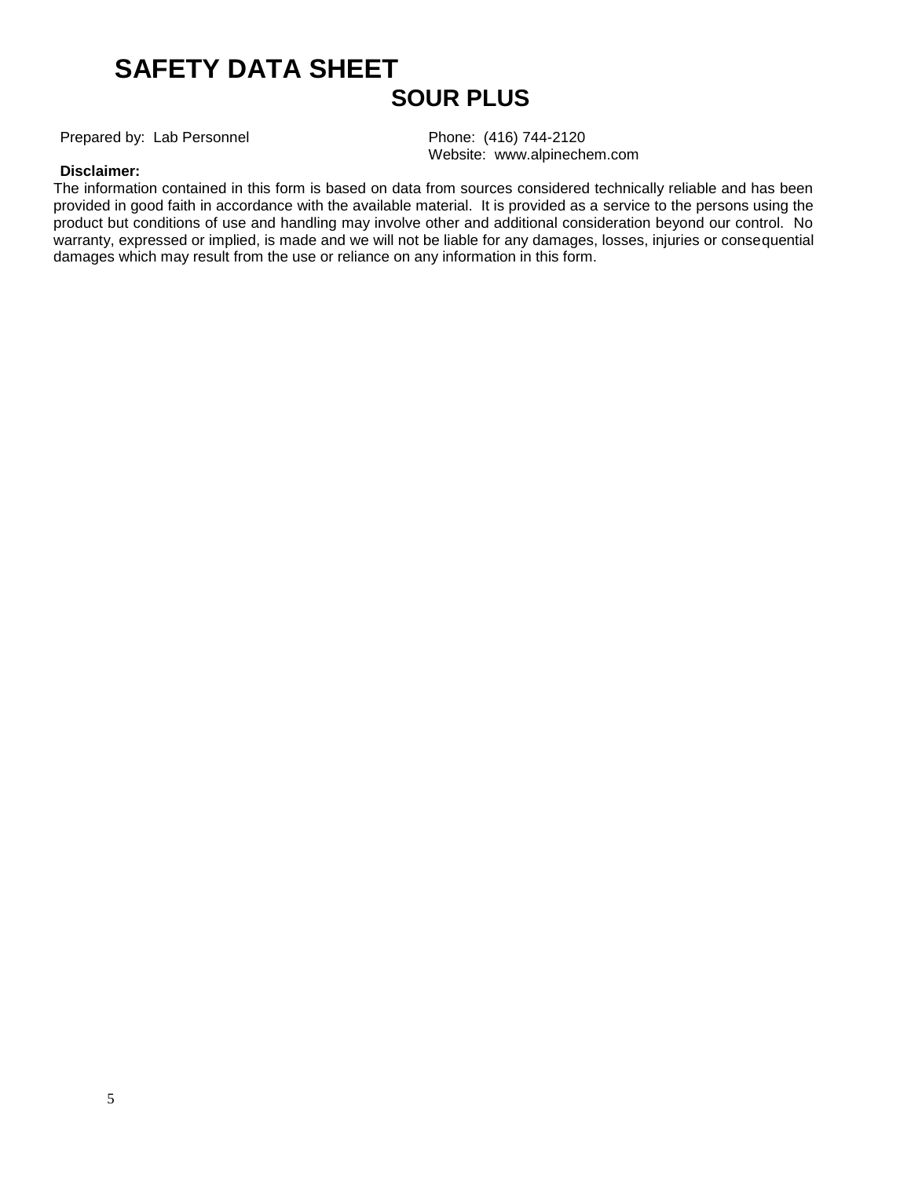# SAFETY DATA SHEET

## SOUR PLUS

Prepared by: Lab Personnel

Phone: (416) 744-2120
Website: www.alpinechem.com

**Disclaimer:**

The information contained in this form is based on data from sources considered technically reliable and has been provided in good faith in accordance with the available material. It is provided as a service to the persons using the product but conditions of use and handling may involve other and additional consideration beyond our control. No warranty, expressed or implied, is made and we will not be liable for any damages, losses, injuries or consequential damages which may result from the use or reliance on any information in this form.